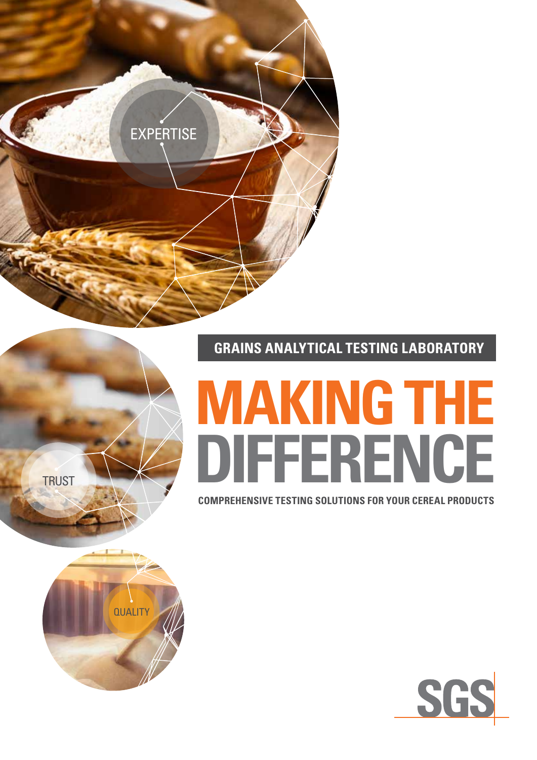EXPERTISE

TRUST

QUALITY

## GRAINS ANALYTICAL TESTING LABORATORY

# MAKING THE DIFFERENCE

**COMPREHENSIVE TESTING SOLUTIONS FOR YOUR CEREAL PRODUCTS**

SGS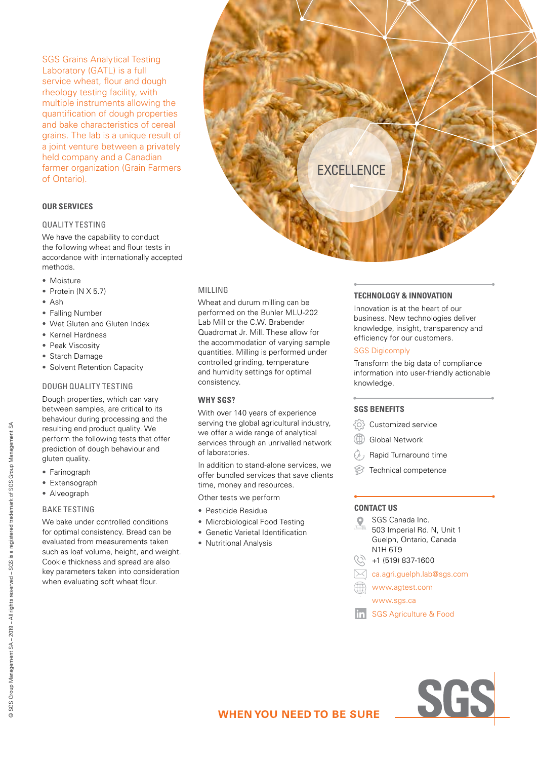SGS Grains Analytical Testing Laboratory (GATL) is a full service wheat, flour and dough rheology testing facility, with multiple instruments allowing the quantification of dough properties and bake characteristics of cereal grains. The lab is a unique result of a joint venture between a privately held company and a Canadian farmer organization (Grain Farmers of Ontario).

EXCELLENCE

## OUR SERVICES

### QUALITY TESTING

We have the capability to conduct the following wheat and flour tests in accordance with internationally accepted methods.

- Moisture
- Protein (N X 5.7)
- Ash
- Falling Number
- Wet Gluten and Gluten Index
- Kernel Hardness
- Peak Viscosity
- Starch Damage
- Solvent Retention Capacity

### DOUGH QUALITY TESTING

Dough properties, which can vary between samples, are critical to its behaviour during processing and the resulting end product quality. We perform the following tests that offer prediction of dough behaviour and gluten quality.

- Farinograph
- Extensograph
- Alveograph

### BAKE TESTING

We bake under controlled conditions for optimal consistency. Bread can be evaluated from measurements taken such as loaf volume, height, and weight. Cookie thickness and spread are also key parameters taken into consideration when evaluating soft wheat flour.

### MILLING

Wheat and durum milling can be performed on the Buhler MLU-202 Lab Mill or the C.W. Brabender Quadromat Jr. Mill. These allow for the accommodation of varying sample quantities. Milling is performed under controlled grinding, temperature and humidity settings for optimal consistency.

## WHY SGS?

With over 140 years of experience serving the global agricultural industry, we offer a wide range of analytical services through an unrivalled network of laboratories.

In addition to stand-alone services, we offer bundled services that save clients time, money and resources.

Other tests we perform

- Pesticide Residue
- Microbiological Food Testing
- Genetic Varietal Identification
- Nutritional Analysis

## TECHNOLOGY & INNOVATION

Innovation is at the heart of our business. New technologies deliver knowledge, insight, transparency and efficiency for our customers.

SGS Digicomply

Transform the big data of compliance information into user-friendly actionable knowledge.

## SGS BENEFITS

- Customized service
- Global Network
- Rapid Turnaround time
- Technical competence

## CONTACT US

SGS Canada Inc.
503 Imperial Rd. N, Unit 1
Guelph, Ontario, Canada
N1H 6T9

+1 (519) 837-1600

ca.agri.guelph.lab@sgs.com

www.agtest.com

www.sgs.ca

SGS Agriculture & Food

© SGS Group Management SA – 2019 – All rights reserved – SGS is a registered trademark of SGS Group Management SA

WHEN YOU NEED TO BE SURE

SGS